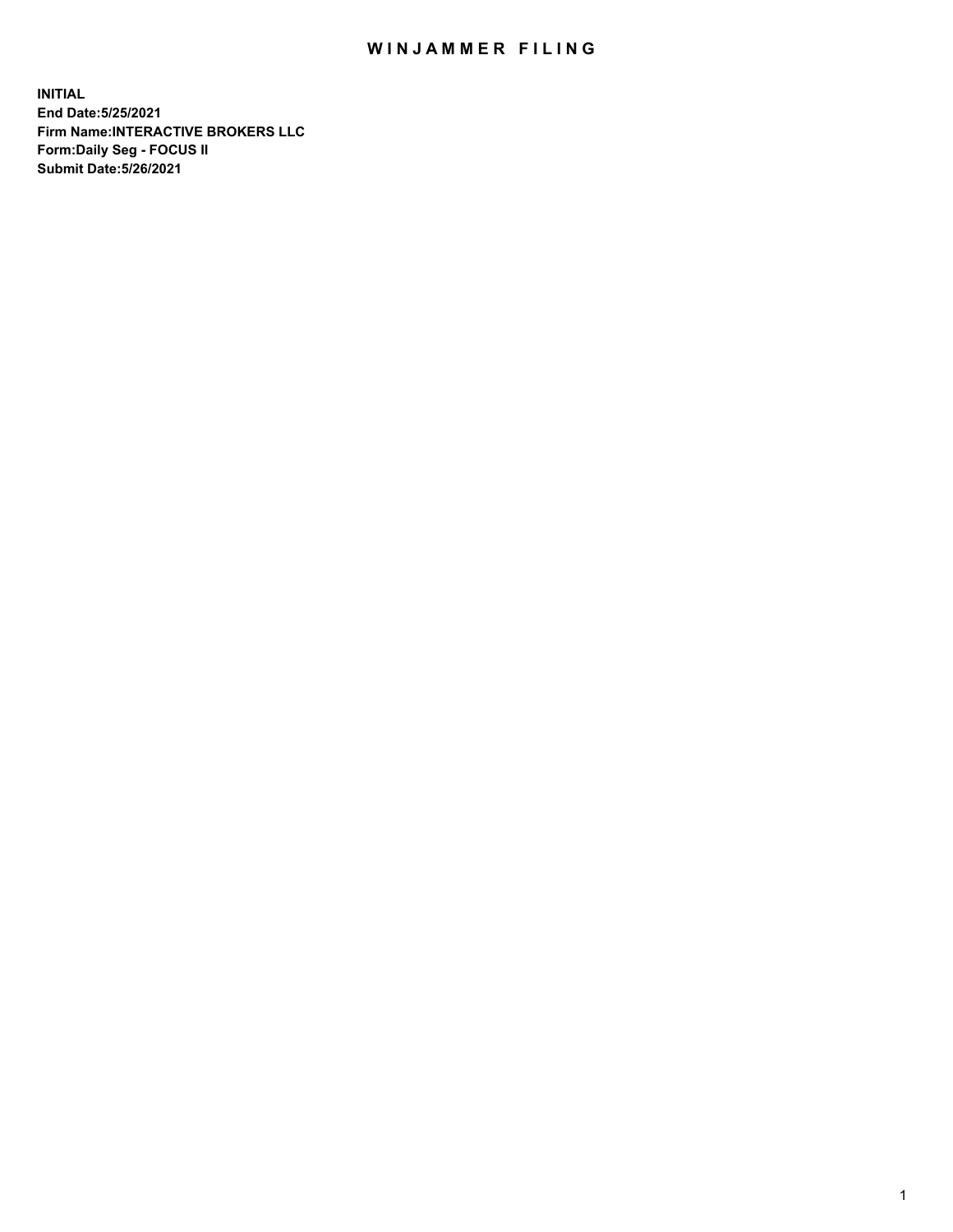# WINJAMMER FILING

**INITIAL**
**End Date:5/25/2021**
**Firm Name:INTERACTIVE BROKERS LLC**
**Form:Daily Seg - FOCUS II**
**Submit Date:5/26/2021**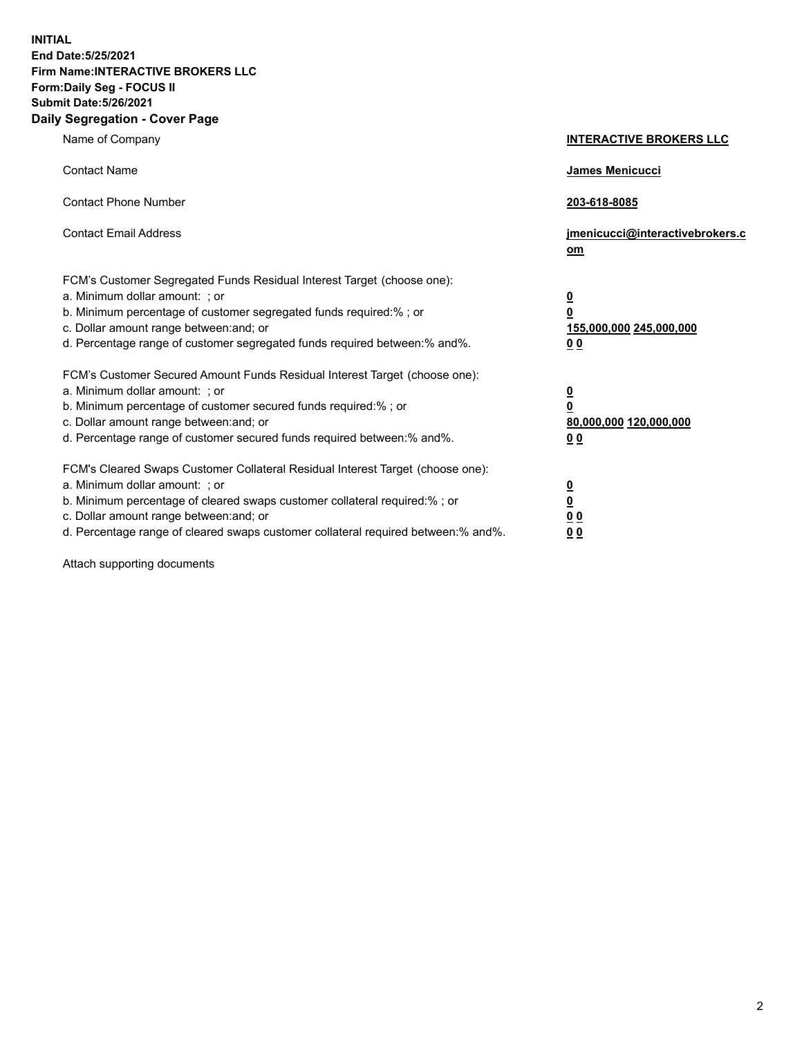**INITIAL**
**End Date:5/25/2021**
**Firm Name:INTERACTIVE BROKERS LLC**
**Form:Daily Seg - FOCUS II**
**Submit Date:5/26/2021**
**Daily Segregation - Cover Page**

| | |
|---|---|
| Name of Company | **INTERACTIVE BROKERS LLC** |
| Contact Name | **James Menicucci** |
| Contact Phone Number | **203-618-8085** |
| Contact Email Address | **jmenicucci@interactivebrokers.com** |
| FCM's Customer Segregated Funds Residual Interest Target (choose one): | |
| a. Minimum dollar amount: ; or | **0** |
| b. Minimum percentage of customer segregated funds required:% ; or | **0** |
| c. Dollar amount range between:and; or | **155,000,000 245,000,000** |
| d. Percentage range of customer segregated funds required between:% and%. | **0 0** |
| FCM's Customer Secured Amount Funds Residual Interest Target (choose one): | |
| a. Minimum dollar amount: ; or | **0** |
| b. Minimum percentage of customer secured funds required:% ; or | **0** |
| c. Dollar amount range between:and; or | **80,000,000 120,000,000** |
| d. Percentage range of customer secured funds required between:% and%. | **0 0** |
| FCM's Cleared Swaps Customer Collateral Residual Interest Target (choose one): | |
| a. Minimum dollar amount: ; or | **0** |
| b. Minimum percentage of cleared swaps customer collateral required:% ; or | **0** |
| c. Dollar amount range between:and; or | **0 0** |
| d. Percentage range of cleared swaps customer collateral required between:% and%. | **0 0** |

Attach supporting documents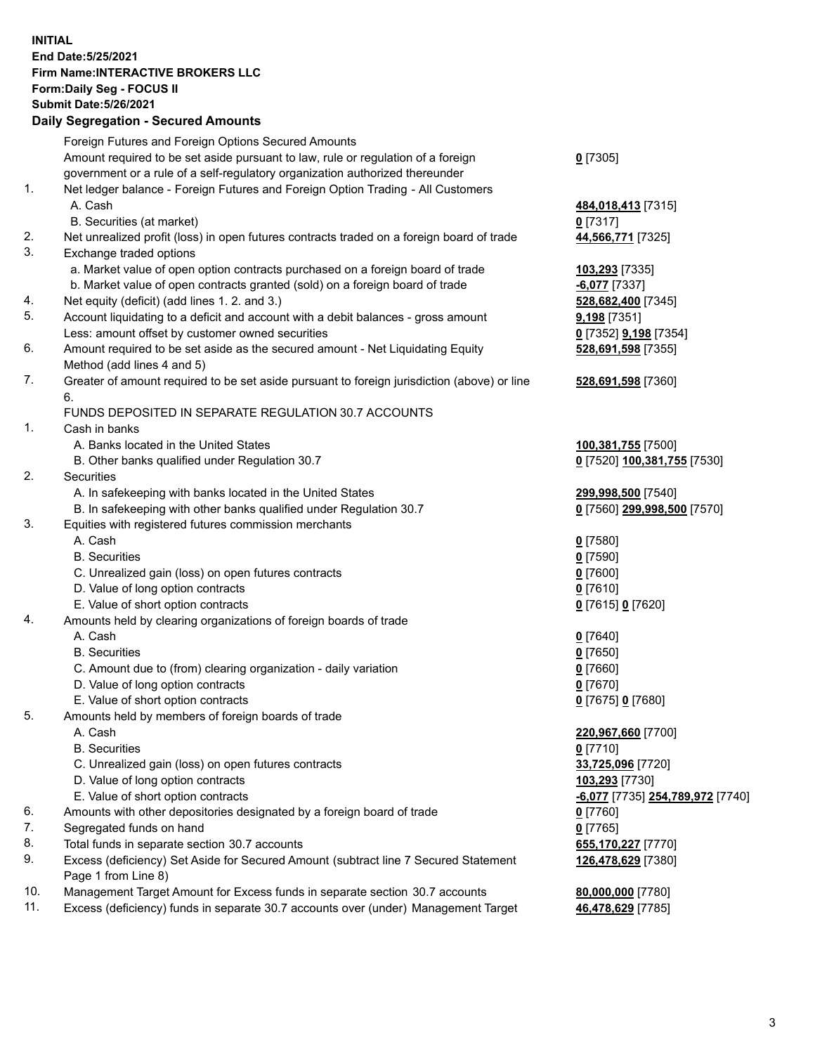**INITIAL**
**End Date:5/25/2021**
**Firm Name:INTERACTIVE BROKERS LLC**
**Form:Daily Seg - FOCUS II**
**Submit Date:5/26/2021**

**Daily Segregation - Secured Amounts**

| | | |
|---|---|---|
| | Foreign Futures and Foreign Options Secured Amounts | |
| | Amount required to be set aside pursuant to law, rule or regulation of a foreign government or a rule of a self-regulatory organization authorized thereunder | **0** [7305] |
| 1. | Net ledger balance - Foreign Futures and Foreign Option Trading - All Customers | |
| | A. Cash | **484,018,413** [7315] |
| | B. Securities (at market) | **0** [7317] |
| 2. | Net unrealized profit (loss) in open futures contracts traded on a foreign board of trade | **44,566,771** [7325] |
| 3. | Exchange traded options | |
| | a. Market value of open option contracts purchased on a foreign board of trade | **103,293** [7335] |
| | b. Market value of open contracts granted (sold) on a foreign board of trade | **-6,077** [7337] |
| 4. | Net equity (deficit) (add lines 1. 2. and 3.) | **528,682,400** [7345] |
| 5. | Account liquidating to a deficit and account with a debit balances - gross amount | **9,198** [7351] |
| | Less: amount offset by customer owned securities | **0** [7352] **9,198** [7354] |
| 6. | Amount required to be set aside as the secured amount - Net Liquidating Equity Method (add lines 4 and 5) | **528,691,598** [7355] |
| 7. | Greater of amount required to be set aside pursuant to foreign jurisdiction (above) or line 6. | **528,691,598** [7360] |
| | FUNDS DEPOSITED IN SEPARATE REGULATION 30.7 ACCOUNTS | |
| 1. | Cash in banks | |
| | A. Banks located in the United States | **100,381,755** [7500] |
| | B. Other banks qualified under Regulation 30.7 | **0** [7520] **100,381,755** [7530] |
| 2. | Securities | |
| | A. In safekeeping with banks located in the United States | **299,998,500** [7540] |
| | B. In safekeeping with other banks qualified under Regulation 30.7 | **0** [7560] **299,998,500** [7570] |
| 3. | Equities with registered futures commission merchants | |
| | A. Cash | **0** [7580] |
| | B. Securities | **0** [7590] |
| | C. Unrealized gain (loss) on open futures contracts | **0** [7600] |
| | D. Value of long option contracts | **0** [7610] |
| | E. Value of short option contracts | **0** [7615] **0** [7620] |
| 4. | Amounts held by clearing organizations of foreign boards of trade | |
| | A. Cash | **0** [7640] |
| | B. Securities | **0** [7650] |
| | C. Amount due to (from) clearing organization - daily variation | **0** [7660] |
| | D. Value of long option contracts | **0** [7670] |
| | E. Value of short option contracts | **0** [7675] **0** [7680] |
| 5. | Amounts held by members of foreign boards of trade | |
| | A. Cash | **220,967,660** [7700] |
| | B. Securities | **0** [7710] |
| | C. Unrealized gain (loss) on open futures contracts | **33,725,096** [7720] |
| | D. Value of long option contracts | **103,293** [7730] |
| | E. Value of short option contracts | **-6,077** [7735] **254,789,972** [7740] |
| 6. | Amounts with other depositories designated by a foreign board of trade | **0** [7760] |
| 7. | Segregated funds on hand | **0** [7765] |
| 8. | Total funds in separate section 30.7 accounts | **655,170,227** [7770] |
| 9. | Excess (deficiency) Set Aside for Secured Amount (subtract line 7 Secured Statement Page 1 from Line 8) | **126,478,629** [7380] |
| 10. | Management Target Amount for Excess funds in separate section 30.7 accounts | **80,000,000** [7780] |
| 11. | Excess (deficiency) funds in separate 30.7 accounts over (under) Management Target | **46,478,629** [7785] |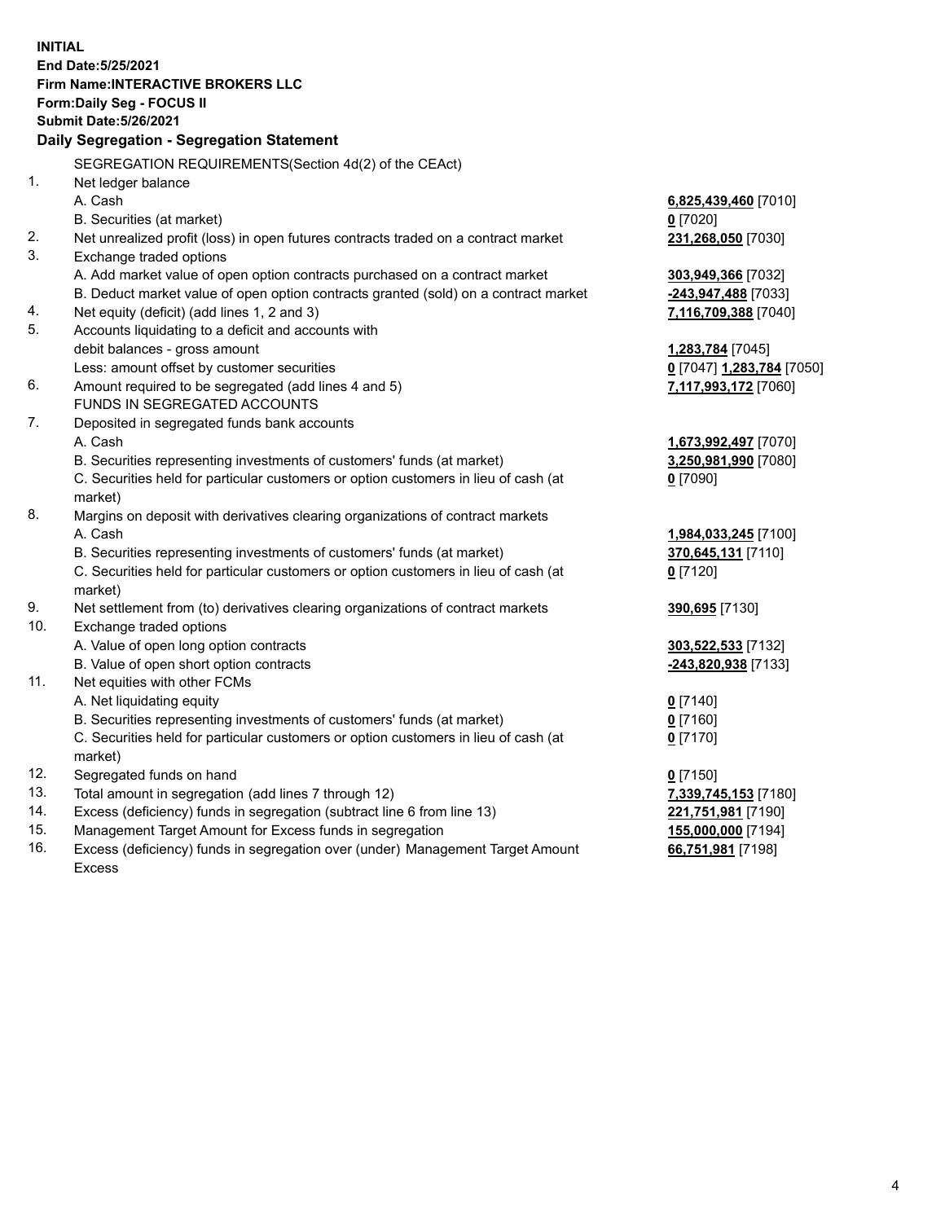**INITIAL**
**End Date:5/25/2021**
**Firm Name:INTERACTIVE BROKERS LLC**
**Form:Daily Seg - FOCUS II**
**Submit Date:5/26/2021**

## Daily Segregation - Segregation Statement

SEGREGATION REQUIREMENTS(Section 4d(2) of the CEAct)

| | | |
|---|---|---|
| 1. | Net ledger balance | |
| | A. Cash | **6,825,439,460** [7010] |
| | B. Securities (at market) | **0** [7020] |
| 2. | Net unrealized profit (loss) in open futures contracts traded on a contract market | **231,268,050** [7030] |
| 3. | Exchange traded options | |
| | A. Add market value of open option contracts purchased on a contract market | **303,949,366** [7032] |
| | B. Deduct market value of open option contracts granted (sold) on a contract market | **-243,947,488** [7033] |
| 4. | Net equity (deficit) (add lines 1, 2 and 3) | **7,116,709,388** [7040] |
| 5. | Accounts liquidating to a deficit and accounts with debit balances - gross amount | **1,283,784** [7045] |
| | Less: amount offset by customer securities | **0** [7047] **1,283,784** [7050] |
| 6. | Amount required to be segregated (add lines 4 and 5) | **7,117,993,172** [7060] |
| | FUNDS IN SEGREGATED ACCOUNTS | |
| 7. | Deposited in segregated funds bank accounts | |
| | A. Cash | **1,673,992,497** [7070] |
| | B. Securities representing investments of customers' funds (at market) | **3,250,981,990** [7080] |
| | C. Securities held for particular customers or option customers in lieu of cash (at market) | **0** [7090] |
| 8. | Margins on deposit with derivatives clearing organizations of contract markets | |
| | A. Cash | **1,984,033,245** [7100] |
| | B. Securities representing investments of customers' funds (at market) | **370,645,131** [7110] |
| | C. Securities held for particular customers or option customers in lieu of cash (at market) | **0** [7120] |
| 9. | Net settlement from (to) derivatives clearing organizations of contract markets | **390,695** [7130] |
| 10. | Exchange traded options | |
| | A. Value of open long option contracts | **303,522,533** [7132] |
| | B. Value of open short option contracts | **-243,820,938** [7133] |
| 11. | Net equities with other FCMs | |
| | A. Net liquidating equity | **0** [7140] |
| | B. Securities representing investments of customers' funds (at market) | **0** [7160] |
| | C. Securities held for particular customers or option customers in lieu of cash (at market) | **0** [7170] |
| 12. | Segregated funds on hand | **0** [7150] |
| 13. | Total amount in segregation (add lines 7 through 12) | **7,339,745,153** [7180] |
| 14. | Excess (deficiency) funds in segregation (subtract line 6 from line 13) | **221,751,981** [7190] |
| 15. | Management Target Amount for Excess funds in segregation | **155,000,000** [7194] |
| 16. | Excess (deficiency) funds in segregation over (under) Management Target Amount Excess | **66,751,981** [7198] |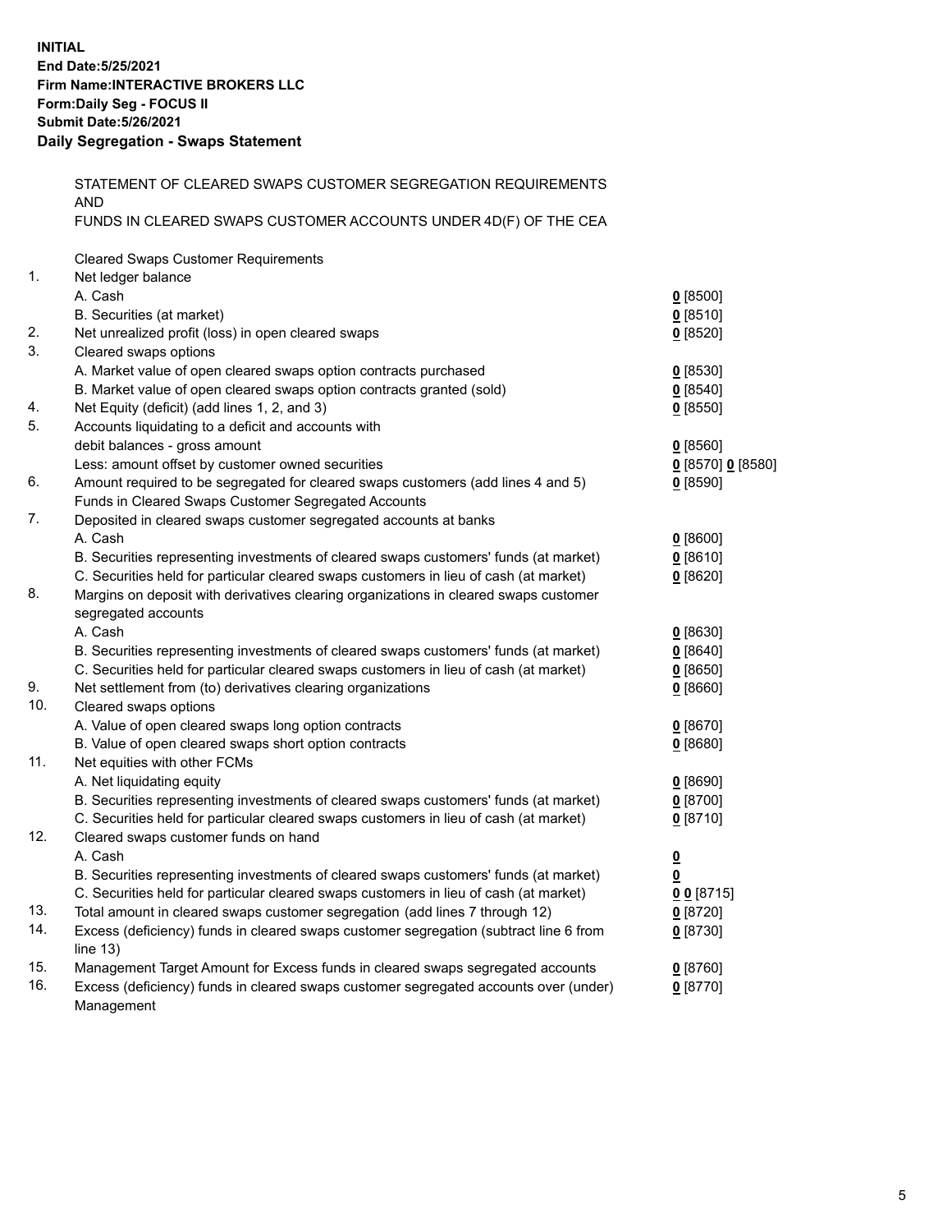**INITIAL**
**End Date:5/25/2021**
**Firm Name:INTERACTIVE BROKERS LLC**
**Form:Daily Seg - FOCUS II**
**Submit Date:5/26/2021**
**Daily Segregation - Swaps Statement**

STATEMENT OF CLEARED SWAPS CUSTOMER SEGREGATION REQUIREMENTS AND FUNDS IN CLEARED SWAPS CUSTOMER ACCOUNTS UNDER 4D(F) OF THE CEA

| | | |
|---|---|---|
| | Cleared Swaps Customer Requirements | |
| 1. | Net ledger balance | |
| | A. Cash | 0 [8500] |
| | B. Securities (at market) | 0 [8510] |
| 2. | Net unrealized profit (loss) in open cleared swaps | 0 [8520] |
| 3. | Cleared swaps options | |
| | A. Market value of open cleared swaps option contracts purchased | 0 [8530] |
| | B. Market value of open cleared swaps option contracts granted (sold) | 0 [8540] |
| 4. | Net Equity (deficit) (add lines 1, 2, and 3) | 0 [8550] |
| 5. | Accounts liquidating to a deficit and accounts with | |
| | debit balances - gross amount | 0 [8560] |
| | Less: amount offset by customer owned securities | 0 [8570] 0 [8580] |
| 6. | Amount required to be segregated for cleared swaps customers (add lines 4 and 5) | 0 [8590] |
| | Funds in Cleared Swaps Customer Segregated Accounts | |
| 7. | Deposited in cleared swaps customer segregated accounts at banks | |
| | A. Cash | 0 [8600] |
| | B. Securities representing investments of cleared swaps customers' funds (at market) | 0 [8610] |
| | C. Securities held for particular cleared swaps customers in lieu of cash (at market) | 0 [8620] |
| 8. | Margins on deposit with derivatives clearing organizations in cleared swaps customer segregated accounts | |
| | A. Cash | 0 [8630] |
| | B. Securities representing investments of cleared swaps customers' funds (at market) | 0 [8640] |
| | C. Securities held for particular cleared swaps customers in lieu of cash (at market) | 0 [8650] |
| 9. | Net settlement from (to) derivatives clearing organizations | 0 [8660] |
| 10. | Cleared swaps options | |
| | A. Value of open cleared swaps long option contracts | 0 [8670] |
| | B. Value of open cleared swaps short option contracts | 0 [8680] |
| 11. | Net equities with other FCMs | |
| | A. Net liquidating equity | 0 [8690] |
| | B. Securities representing investments of cleared swaps customers' funds (at market) | 0 [8700] |
| | C. Securities held for particular cleared swaps customers in lieu of cash (at market) | 0 [8710] |
| 12. | Cleared swaps customer funds on hand | |
| | A. Cash | 0 |
| | B. Securities representing investments of cleared swaps customers' funds (at market) | 0 |
| | C. Securities held for particular cleared swaps customers in lieu of cash (at market) | 0 0 [8715] |
| 13. | Total amount in cleared swaps customer segregation (add lines 7 through 12) | 0 [8720] |
| 14. | Excess (deficiency) funds in cleared swaps customer segregation (subtract line 6 from line 13) | 0 [8730] |
| 15. | Management Target Amount for Excess funds in cleared swaps segregated accounts | 0 [8760] |
| 16. | Excess (deficiency) funds in cleared swaps customer segregated accounts over (under) Management | 0 [8770] |